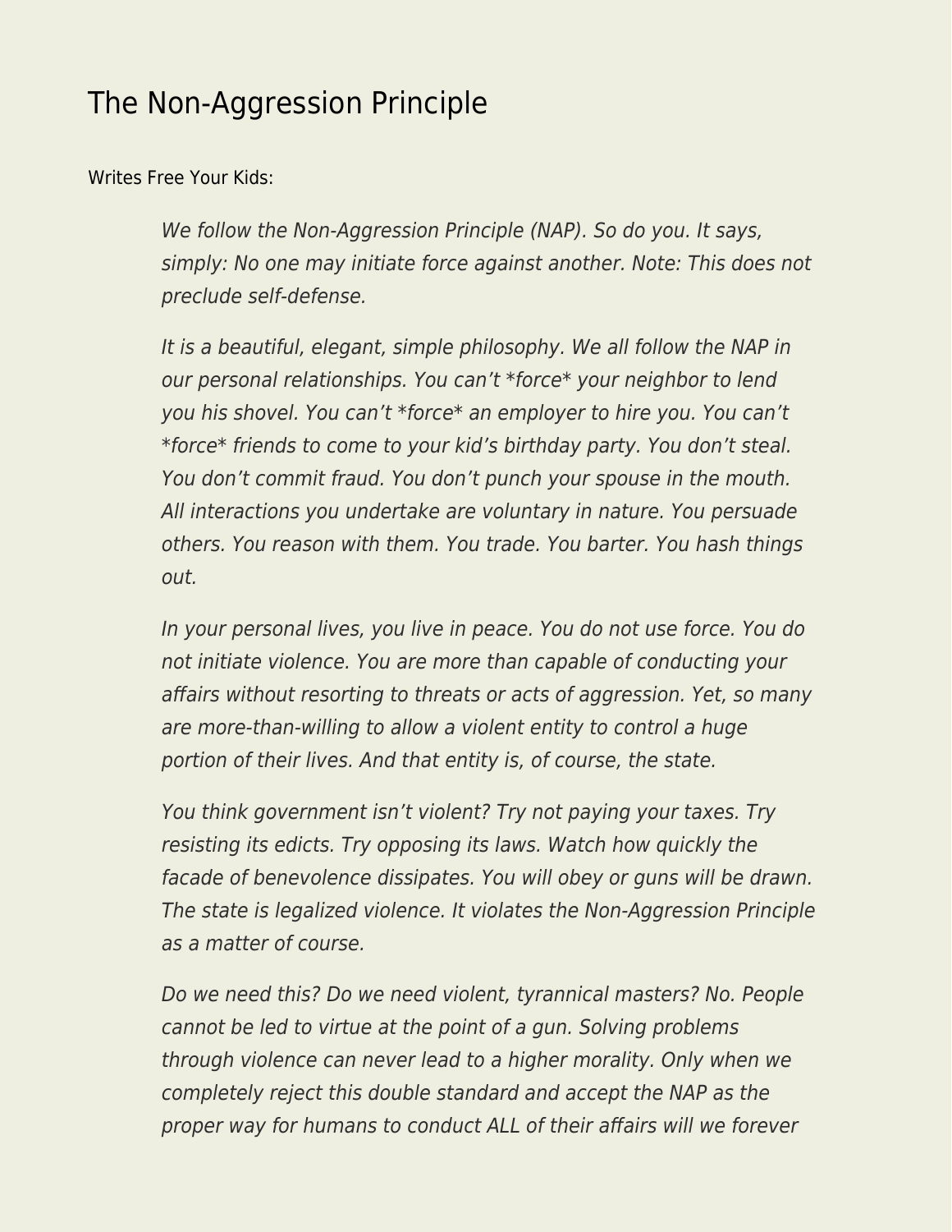# The Non-Aggression Principle

Writes Free Your Kids:

> *We follow the Non-Aggression Principle (NAP). So do you. It says, simply: No one may initiate force against another. Note: This does not preclude self-defense.*
>
> *It is a beautiful, elegant, simple philosophy. We all follow the NAP in our personal relationships. You can't *force* your neighbor to lend you his shovel. You can't *force* an employer to hire you. You can't *force* friends to come to your kid's birthday party. You don't steal. You don't commit fraud. You don't punch your spouse in the mouth. All interactions you undertake are voluntary in nature. You persuade others. You reason with them. You trade. You barter. You hash things out.*
>
> *In your personal lives, you live in peace. You do not use force. You do not initiate violence. You are more than capable of conducting your affairs without resorting to threats or acts of aggression. Yet, so many are more-than-willing to allow a violent entity to control a huge portion of their lives. And that entity is, of course, the state.*
>
> *You think government isn't violent? Try not paying your taxes. Try resisting its edicts. Try opposing its laws. Watch how quickly the facade of benevolence dissipates. You will obey or guns will be drawn. The state is legalized violence. It violates the Non-Aggression Principle as a matter of course.*
>
> *Do we need this? Do we need violent, tyrannical masters? No. People cannot be led to virtue at the point of a gun. Solving problems through violence can never lead to a higher morality. Only when we completely reject this double standard and accept the NAP as the proper way for humans to conduct ALL of their affairs will we forever*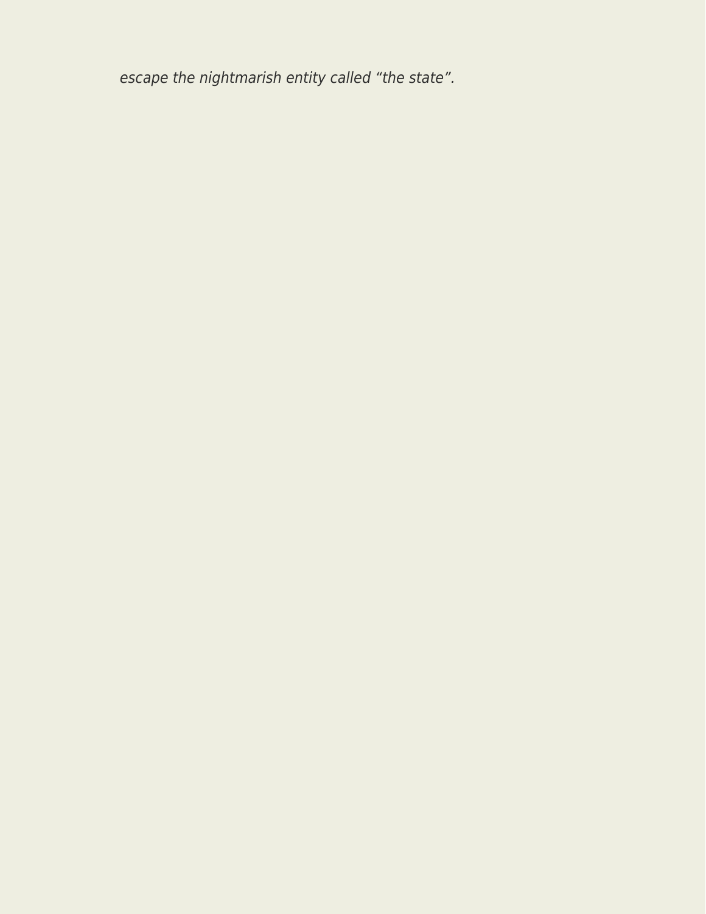*escape the nightmarish entity called “the state”.*